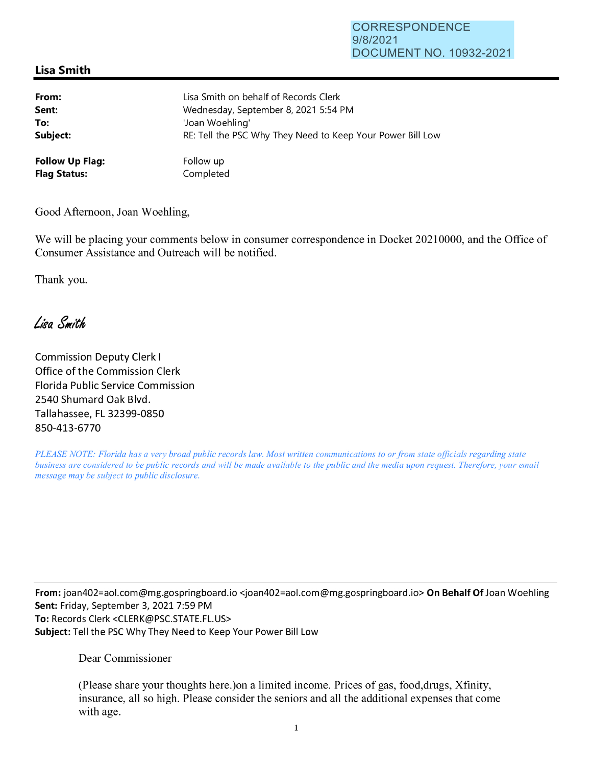CORRESPONDENCE
9/8/2021
DOCUMENT NO. 10932-2021

## Lisa Smith

| | |
|---|---|
| **From:** | Lisa Smith on behalf of Records Clerk |
| **Sent:** | Wednesday, September 8, 2021 5:54 PM |
| **To:** | 'Joan Woehling' |
| **Subject:** | RE: Tell the PSC Why They Need to Keep Your Power Bill Low |
| | |
| **Follow Up Flag:** | Follow up |
| **Flag Status:** | Completed |

Good Afternoon, Joan Woehling,

We will be placing your comments below in consumer correspondence in Docket 20210000, and the Office of Consumer Assistance and Outreach will be notified.

Thank you.

*Lisa Smith*

Commission Deputy Clerk I
Office of the Commission Clerk
Florida Public Service Commission
2540 Shumard Oak Blvd.
Tallahassee, FL 32399-0850
850-413-6770

*PLEASE NOTE: Florida has a very broad public records law. Most written communications to or from state officials regarding state business are considered to be public records and will be made available to the public and the media upon request. Therefore, your email message may be subject to public disclosure.*

---

**From:** joan402=aol.com@mg.gospringboard.io <joan402=aol.com@mg.gospringboard.io> **On Behalf Of** Joan Woehling
**Sent:** Friday, September 3, 2021 7:59 PM
**To:** Records Clerk <CLERK@PSC.STATE.FL.US>
**Subject:** Tell the PSC Why They Need to Keep Your Power Bill Low

Dear Commissioner

(Please share your thoughts here.)on a limited income. Prices of gas, food,drugs, Xfinity, insurance, all so high. Please consider the seniors and all the additional expenses that come with age.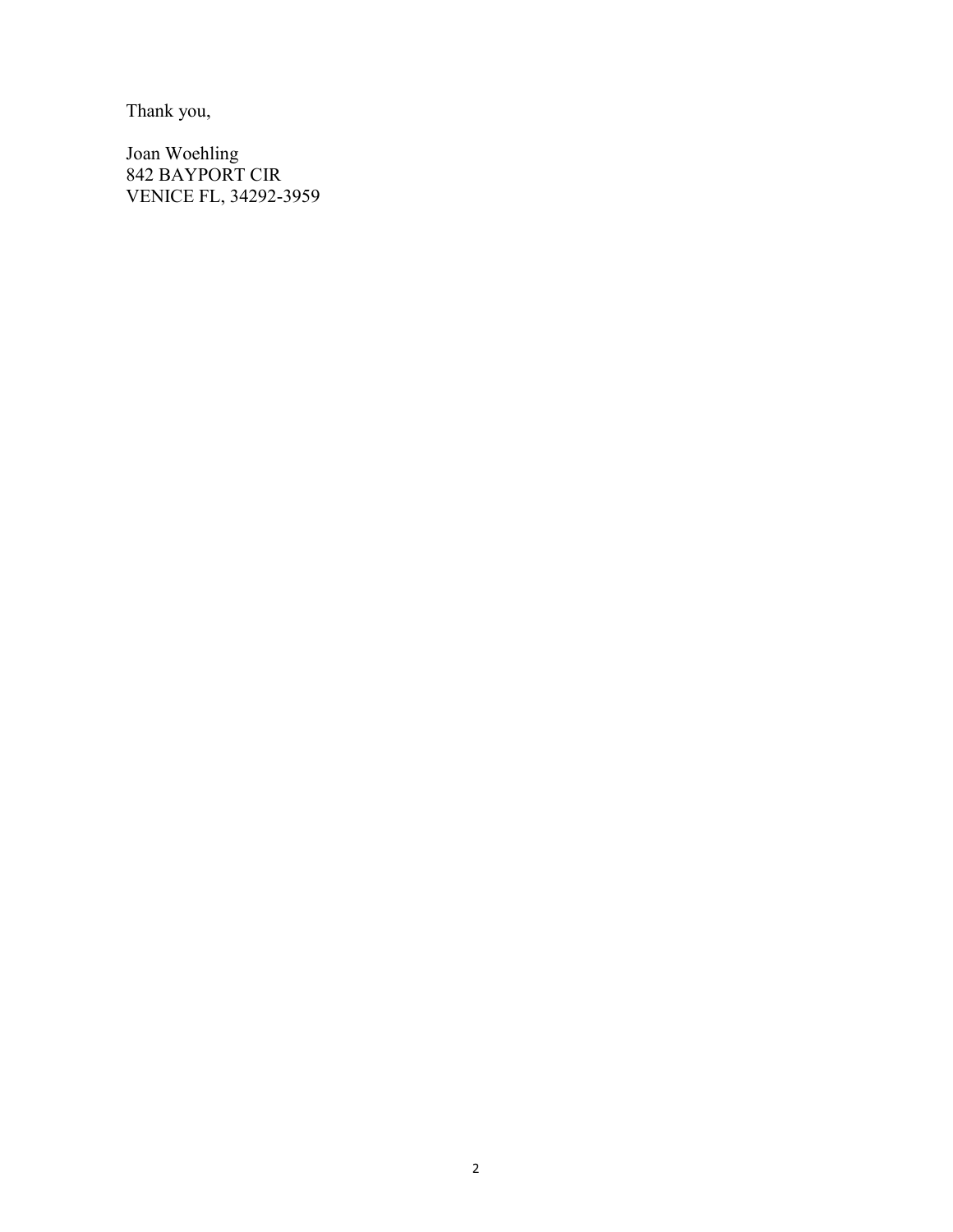Thank you,

Joan Woehling
842 BAYPORT CIR
VENICE FL, 34292-3959